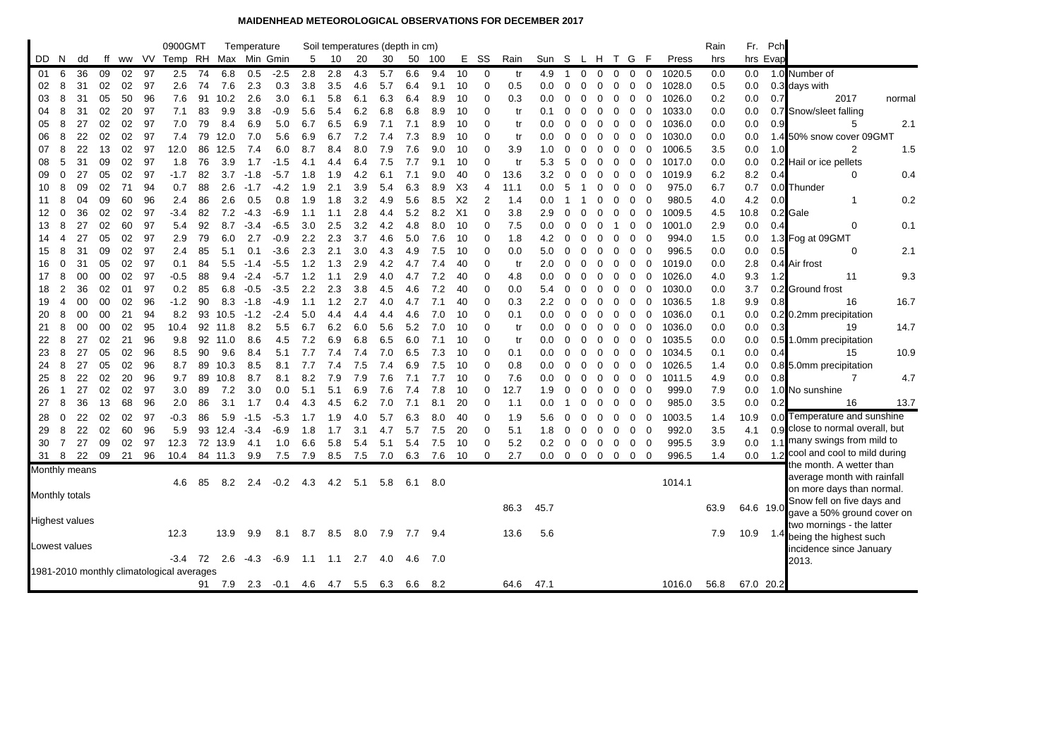# MAIDENHEAD METEOROLOGICAL OBSERVATIONS FOR DECEMBER 2017

| DD | N | dd | ff | ww | VV | 0900GMT Temp | RH | Temperature Max | Min | Gmin | Soil temperatures (depth in cm) 5 | 10 | 20 | 30 | 50 | 100 | E | SS | Rain | Sun | S | L | H | T | G | F | Press | Rain hrs | Fr. hrs | Pch Evap |
|---|---|---|---|---|---|---|---|---|---|---|---|---|---|---|---|---|---|---|---|---|---|---|---|---|---|---|---|---|---|---|
| 01 | 6 | 36 | 09 | 02 | 97 | 2.5 | 74 | 6.8 | 0.5 | -2.5 | 2.8 | 2.8 | 4.3 | 5.7 | 6.6 | 9.4 | 10 | 0 | tr | 4.9 | 1 | 0 | 0 | 0 | 0 | 0 | 1020.5 | 0.0 | 0.0 | 1.0 |
| 02 | 8 | 31 | 02 | 02 | 97 | 2.6 | 74 | 7.6 | 2.3 | 0.3 | 3.8 | 3.5 | 4.6 | 5.7 | 6.4 | 9.1 | 10 | 0 | 0.5 | 0.0 | 0 | 0 | 0 | 0 | 0 | 0 | 1028.0 | 0.5 | 0.0 | 0.3 |
| 03 | 8 | 31 | 05 | 50 | 96 | 7.6 | 91 | 10.2 | 2.6 | 3.0 | 6.1 | 5.8 | 6.1 | 6.3 | 6.4 | 8.9 | 10 | 0 | 0.3 | 0.0 | 0 | 0 | 0 | 0 | 0 | 0 | 1026.0 | 0.2 | 0.0 | 0.7 |
| 04 | 8 | 31 | 02 | 20 | 97 | 7.1 | 83 | 9.9 | 3.8 | -0.9 | 5.6 | 5.4 | 6.2 | 6.8 | 6.8 | 8.9 | 10 | 0 | tr | 0.1 | 0 | 0 | 0 | 0 | 0 | 0 | 1033.0 | 0.0 | 0.0 | 0.7 |
| 05 | 8 | 27 | 02 | 02 | 97 | 7.0 | 79 | 8.4 | 6.9 | 5.0 | 6.7 | 6.5 | 6.9 | 7.1 | 7.1 | 8.9 | 10 | 0 | tr | 0.0 | 0 | 0 | 0 | 0 | 0 | 0 | 1036.0 | 0.0 | 0.0 | 0.9 |
| 06 | 8 | 22 | 02 | 02 | 97 | 7.4 | 79 | 12.0 | 7.0 | 5.6 | 6.9 | 6.7 | 7.2 | 7.4 | 7.3 | 8.9 | 10 | 0 | tr | 0.0 | 0 | 0 | 0 | 0 | 0 | 0 | 1030.0 | 0.0 | 0.0 | 1.4 |
| 07 | 8 | 22 | 13 | 02 | 97 | 12.0 | 86 | 12.5 | 7.4 | 6.0 | 8.7 | 8.4 | 8.0 | 7.9 | 7.6 | 9.0 | 10 | 0 | 3.9 | 1.0 | 0 | 0 | 0 | 0 | 0 | 0 | 1006.5 | 3.5 | 0.0 | 1.0 |
| 08 | 5 | 31 | 09 | 02 | 97 | 1.8 | 76 | 3.9 | 1.7 | -1.5 | 4.1 | 4.4 | 6.4 | 7.5 | 7.7 | 9.1 | 10 | 0 | tr | 5.3 | 5 | 0 | 0 | 0 | 0 | 0 | 1017.0 | 0.0 | 0.0 | 0.2 |
| 09 | 0 | 27 | 05 | 02 | 97 | -1.7 | 82 | 3.7 | -1.8 | -5.7 | 1.8 | 1.9 | 4.2 | 6.1 | 7.1 | 9.0 | 40 | 0 | 13.6 | 3.2 | 0 | 0 | 0 | 0 | 0 | 0 | 1019.9 | 6.2 | 8.2 | 0.4 |
| 10 | 8 | 09 | 02 | 71 | 94 | 0.7 | 88 | 2.6 | -1.7 | -4.2 | 1.9 | 2.1 | 3.9 | 5.4 | 6.3 | 8.9 | X3 | 4 | 11.1 | 0.0 | 5 | 1 | 0 | 0 | 0 | 0 | 975.0 | 6.7 | 0.7 | 0.0 |
| 11 | 8 | 04 | 09 | 60 | 96 | 2.4 | 86 | 2.6 | 0.5 | 0.8 | 1.9 | 1.8 | 3.2 | 4.9 | 5.6 | 8.5 | X2 | 2 | 1.4 | 0.0 | 1 | 1 | 0 | 0 | 0 | 0 | 980.5 | 4.0 | 4.2 | 0.0 |
| 12 | 0 | 36 | 02 | 02 | 97 | -3.4 | 82 | 7.2 | -4.3 | -6.9 | 1.1 | 1.1 | 2.8 | 4.4 | 5.2 | 8.2 | X1 | 0 | 3.8 | 2.9 | 0 | 0 | 0 | 0 | 0 | 0 | 1009.5 | 4.5 | 10.8 | 0.2 |
| 13 | 8 | 27 | 02 | 60 | 97 | 5.4 | 92 | 8.7 | -3.4 | -6.5 | 3.0 | 2.5 | 3.2 | 4.2 | 4.8 | 8.0 | 10 | 0 | 7.5 | 0.0 | 0 | 0 | 0 | 1 | 0 | 0 | 1001.0 | 2.9 | 0.0 | 0.4 |
| 14 | 4 | 27 | 05 | 02 | 97 | 2.9 | 79 | 6.0 | 2.7 | -0.9 | 2.2 | 2.3 | 3.7 | 4.6 | 5.0 | 7.6 | 10 | 0 | 1.8 | 4.2 | 0 | 0 | 0 | 0 | 0 | 0 | 994.0 | 1.5 | 0.0 | 1.3 |
| 15 | 8 | 31 | 09 | 02 | 97 | 2.4 | 85 | 5.1 | 0.1 | -3.6 | 2.3 | 2.1 | 3.0 | 4.3 | 4.9 | 7.5 | 10 | 0 | 0.0 | 5.0 | 0 | 0 | 0 | 0 | 0 | 0 | 996.5 | 0.0 | 0.0 | 0.5 |
| 16 | 0 | 31 | 05 | 02 | 97 | 0.1 | 84 | 5.5 | -1.4 | -5.5 | 1.2 | 1.3 | 2.9 | 4.2 | 4.7 | 7.4 | 40 | 0 | tr | 2.0 | 0 | 0 | 0 | 0 | 0 | 0 | 1019.0 | 0.0 | 2.8 | 0.4 |
| 17 | 8 | 00 | 00 | 02 | 97 | -0.5 | 88 | 9.4 | -2.4 | -5.7 | 1.2 | 1.1 | 2.9 | 4.0 | 4.7 | 7.2 | 40 | 0 | 4.8 | 0.0 | 0 | 0 | 0 | 0 | 0 | 0 | 1026.0 | 4.0 | 9.3 | 1.2 |
| 18 | 2 | 36 | 02 | 01 | 97 | 0.2 | 85 | 6.8 | -0.5 | -3.5 | 2.2 | 2.3 | 3.8 | 4.5 | 4.6 | 7.2 | 40 | 0 | 0.0 | 5.4 | 0 | 0 | 0 | 0 | 0 | 0 | 1030.0 | 0.0 | 3.7 | 0.2 |
| 19 | 4 | 00 | 00 | 02 | 96 | -1.2 | 90 | 8.3 | -1.8 | -4.9 | 1.1 | 1.2 | 2.7 | 4.0 | 4.7 | 7.1 | 40 | 0 | 0.3 | 2.2 | 0 | 0 | 0 | 0 | 0 | 0 | 1036.5 | 1.8 | 9.9 | 0.8 |
| 20 | 8 | 00 | 00 | 21 | 94 | 8.2 | 93 | 10.5 | -1.2 | -2.4 | 5.0 | 4.4 | 4.4 | 4.4 | 4.6 | 7.0 | 10 | 0 | 0.1 | 0.0 | 0 | 0 | 0 | 0 | 0 | 0 | 1036.0 | 0.1 | 0.0 | 0.2 |
| 21 | 8 | 00 | 00 | 02 | 95 | 10.4 | 92 | 11.8 | 8.2 | 5.5 | 6.7 | 6.2 | 6.0 | 5.6 | 5.2 | 7.0 | 10 | 0 | tr | 0.0 | 0 | 0 | 0 | 0 | 0 | 0 | 1036.0 | 0.0 | 0.0 | 0.3 |
| 22 | 8 | 27 | 02 | 21 | 96 | 9.8 | 92 | 11.0 | 8.6 | 4.5 | 7.2 | 6.9 | 6.8 | 6.5 | 6.0 | 7.1 | 10 | 0 | tr | 0.0 | 0 | 0 | 0 | 0 | 0 | 0 | 1035.5 | 0.0 | 0.0 | 0.5 |
| 23 | 8 | 27 | 05 | 02 | 96 | 8.5 | 90 | 9.6 | 8.4 | 5.1 | 7.7 | 7.4 | 7.4 | 7.0 | 6.5 | 7.3 | 10 | 0 | 0.1 | 0.0 | 0 | 0 | 0 | 0 | 0 | 0 | 1034.5 | 0.1 | 0.0 | 0.4 |
| 24 | 8 | 27 | 05 | 02 | 96 | 8.7 | 89 | 10.3 | 8.5 | 8.1 | 7.7 | 7.4 | 7.5 | 7.4 | 6.9 | 7.5 | 10 | 0 | 0.8 | 0.0 | 0 | 0 | 0 | 0 | 0 | 0 | 1026.5 | 1.4 | 0.0 | 0.8 |
| 25 | 8 | 22 | 02 | 20 | 96 | 9.7 | 89 | 10.8 | 8.7 | 8.1 | 8.2 | 7.9 | 7.9 | 7.6 | 7.1 | 7.7 | 10 | 0 | 7.6 | 0.0 | 0 | 0 | 0 | 0 | 0 | 0 | 1011.5 | 4.9 | 0.0 | 0.8 |
| 26 | 1 | 27 | 02 | 02 | 97 | 3.0 | 89 | 7.2 | 3.0 | 0.0 | 5.1 | 5.1 | 6.9 | 7.6 | 7.4 | 7.8 | 10 | 0 | 12.7 | 1.9 | 0 | 0 | 0 | 0 | 0 | 0 | 999.0 | 7.9 | 0.0 | 1.0 |
| 27 | 8 | 36 | 13 | 68 | 96 | 2.0 | 86 | 3.1 | 1.7 | 0.4 | 4.3 | 4.5 | 6.2 | 7.0 | 7.1 | 8.1 | 20 | 0 | 1.1 | 0.0 | 1 | 0 | 0 | 0 | 0 | 0 | 985.0 | 3.5 | 0.0 | 0.2 |
| 28 | 0 | 22 | 02 | 02 | 97 | -0.3 | 86 | 5.9 | -1.5 | -5.3 | 1.7 | 1.9 | 4.0 | 5.7 | 6.3 | 8.0 | 40 | 0 | 1.9 | 5.6 | 0 | 0 | 0 | 0 | 0 | 0 | 1003.5 | 1.4 | 10.9 | 0.0 |
| 29 | 8 | 22 | 02 | 60 | 96 | 5.9 | 93 | 12.4 | -3.4 | -6.9 | 1.8 | 1.7 | 3.1 | 4.7 | 5.7 | 7.5 | 20 | 0 | 5.1 | 1.8 | 0 | 0 | 0 | 0 | 0 | 0 | 992.0 | 3.5 | 4.1 | 0.9 |
| 30 | 7 | 27 | 09 | 02 | 97 | 12.3 | 72 | 13.9 | 4.1 | 1.0 | 6.6 | 5.8 | 5.4 | 5.1 | 5.4 | 7.5 | 10 | 0 | 5.2 | 0.2 | 0 | 0 | 0 | 0 | 0 | 0 | 995.5 | 3.9 | 0.0 | 1.1 |
| 31 | 8 | 22 | 09 | 21 | 96 | 10.4 | 84 | 11.3 | 9.9 | 7.5 | 7.9 | 8.5 | 7.5 | 7.0 | 6.3 | 7.6 | 10 | 0 | 2.7 | 0.0 | 0 | 0 | 0 | 0 | 0 | 0 | 996.5 | 1.4 | 0.0 | 1.2 |
| Monthly means | | | | | | 4.6 | 85 | 8.2 | 2.4 | -0.2 | 4.3 | 4.2 | 5.1 | 5.8 | 6.1 | 8.0 | | | | | | | | | | | 1014.1 | | | |
| Monthly totals | | | | | | | | | | | | | | | | | | | 86.3 | 45.7 | | | | | | | | 63.9 | 64.6 | 19.0 |
| Highest values | | | | | | 12.3 | | 13.9 | 9.9 | 8.1 | 8.7 | 8.5 | 8.0 | 7.9 | 7.7 | 9.4 | | | 13.6 | 5.6 | | | | | | | | 7.9 | 10.9 | 1.4 |
| Lowest values | | | | | | -3.4 | 72 | 2.6 | -4.3 | -6.9 | 1.1 | 1.1 | 2.7 | 4.0 | 4.6 | 7.0 | | | | | | | | | | | | | | |
| 1981-2010 monthly climatological averages | | | | | | | 91 | 7.9 | 2.3 | -0.1 | 4.6 | 4.7 | 5.5 | 6.3 | 6.6 | 8.2 | | | 64.6 | 47.1 | | | | | | | 1016.0 | 56.8 | 67.0 | 20.2 |

| Number of days with | 2017 | normal |
|---|---|---|
| Snow/sleet falling | 5 | 2.1 |
| 50% snow cover 09GMT | 2 | 1.5 |
| Hail or ice pellets | 0 | 0.4 |
| Thunder | 1 | 0.2 |
| Gale | 0 | 0.1 |
| Fog at 09GMT | 0 | 2.1 |
| Air frost | 11 | 9.3 |
| Ground frost | 16 | 16.7 |
| 0.2mm precipitation | 19 | 14.7 |
| 1.0mm precipitation | 15 | 10.9 |
| 5.0mm precipitation | 7 | 4.7 |
| No sunshine | 16 | 13.7 |

Temperature and sunshine close to normal overall, but many swings from mild to cool and cool to mild during the month. A wetter than average month with rainfall on more days than normal. Snow fell on five days and gave a 50% ground cover on two mornings - the latter being the highest such incidence since January 2013.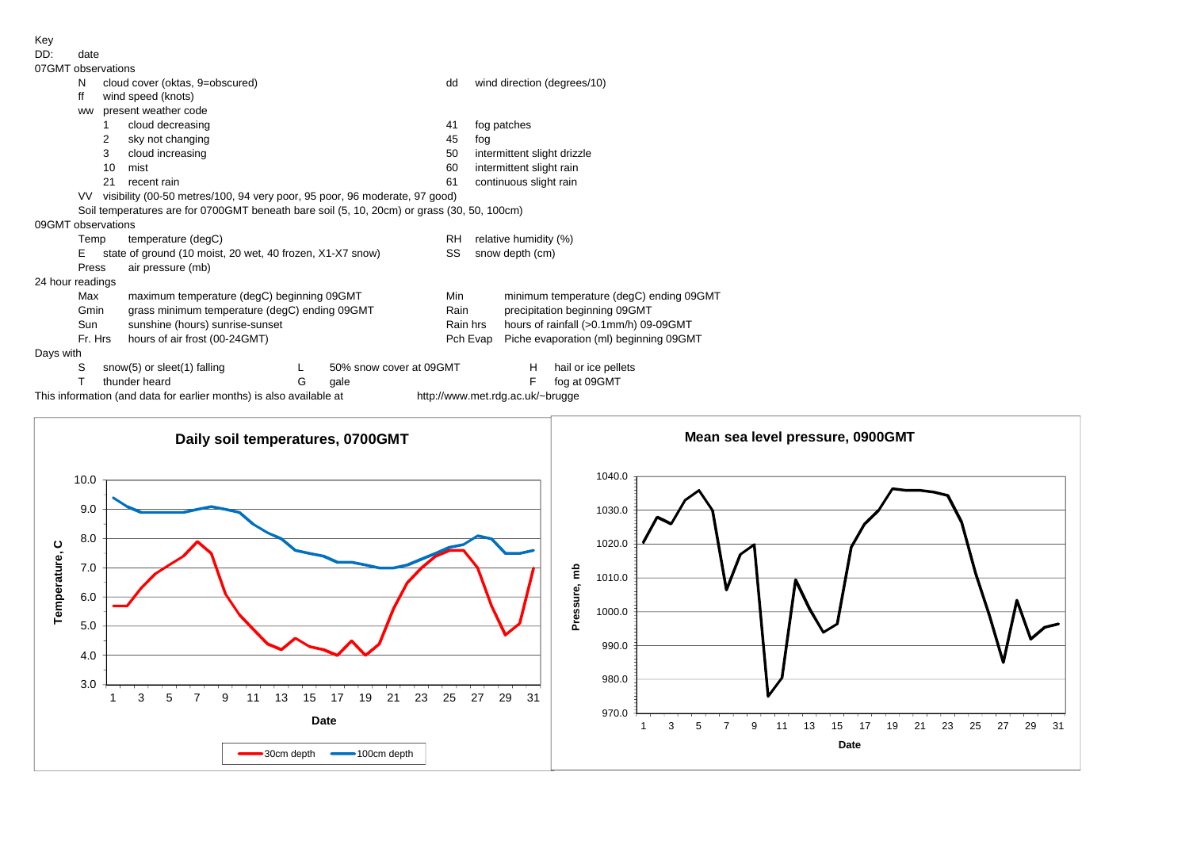Key

DD: date

07GMT observations

- N cloud cover (oktas, 9=obscured)
- dd wind direction (degrees/10)
- ff wind speed (knots)
- ww present weather code
  - 1 cloud decreasing
  - 2 sky not changing
  - 3 cloud increasing
  - 10 mist
  - 21 recent rain
  - 41 fog patches
  - 45 fog
  - 50 intermittent slight drizzle
  - 60 intermittent slight rain
  - 61 continuous slight rain
- VV visibility (00-50 metres/100, 94 very poor, 95 poor, 96 moderate, 97 good)
- Soil temperatures are for 0700GMT beneath bare soil (5, 10, 20cm) or grass (30, 50, 100cm)

09GMT observations

- Temp temperature (degC)
- RH relative humidity (%)
- E state of ground (10 moist, 20 wet, 40 frozen, X1-X7 snow)
- SS snow depth (cm)
- Press air pressure (mb)

24 hour readings

- Max maximum temperature (degC) beginning 09GMT
- Min minimum temperature (degC) ending 09GMT
- Gmin grass minimum temperature (degC) ending 09GMT
- Rain precipitation beginning 09GMT
- Sun sunshine (hours) sunrise-sunset
- Rain hrs hours of rainfall (>0.1mm/h) 09-09GMT
- Fr. Hrs hours of air frost (00-24GMT)
- Pch Evap Piche evaporation (ml) beginning 09GMT

Days with

- S snow(5) or sleet(1) falling
- L 50% snow cover at 09GMT
- H hail or ice pellets
- T thunder heard
- G gale
- F fog at 09GMT

This information (and data for earlier months) is also available at http://www.met.rdg.ac.uk/~brugge

**Daily soil temperatures, 0700GMT**

**Mean sea level pressure, 0900GMT**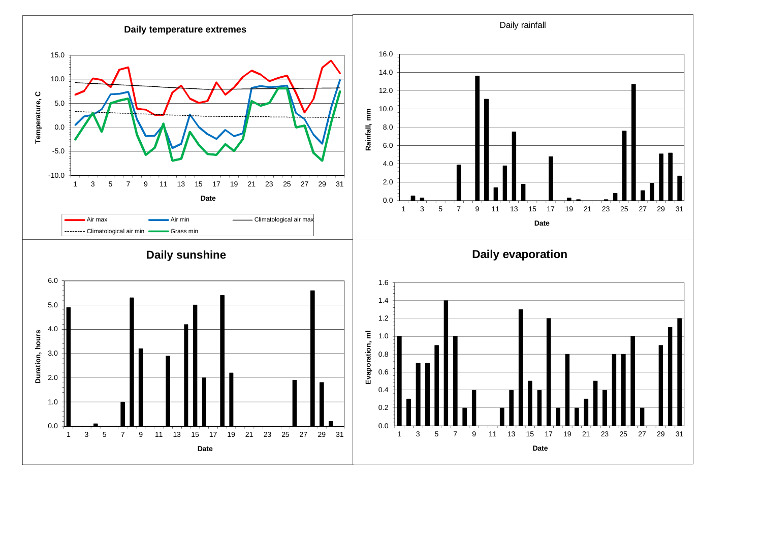## Daily temperature extremes

Temperature, C

15.0
10.0
5.0
0.0
-5.0
-10.0

1 3 5 7 9 11 13 15 17 19 21 23 25 27 29 31

Date

Air max
Air min
Climatological air max
Climatological air min
Grass min

## Daily rainfall

Rainfall, mm

16.0
14.0
12.0
10.0
8.0
6.0
4.0
2.0
0.0

1 3 5 7 9 11 13 15 17 19 21 23 25 27 29 31

Date

## Daily sunshine

Duration, hours

6.0
5.0
4.0
3.0
2.0
1.0
0.0

1 3 5 7 9 11 13 15 17 19 21 23 25 27 29 31

Date

## Daily evaporation

Evaporation, ml

1.6
1.4
1.2
1.0
0.8
0.6
0.4
0.2
0.0

1 3 5 7 9 11 13 15 17 19 21 23 25 27 29 31

Date